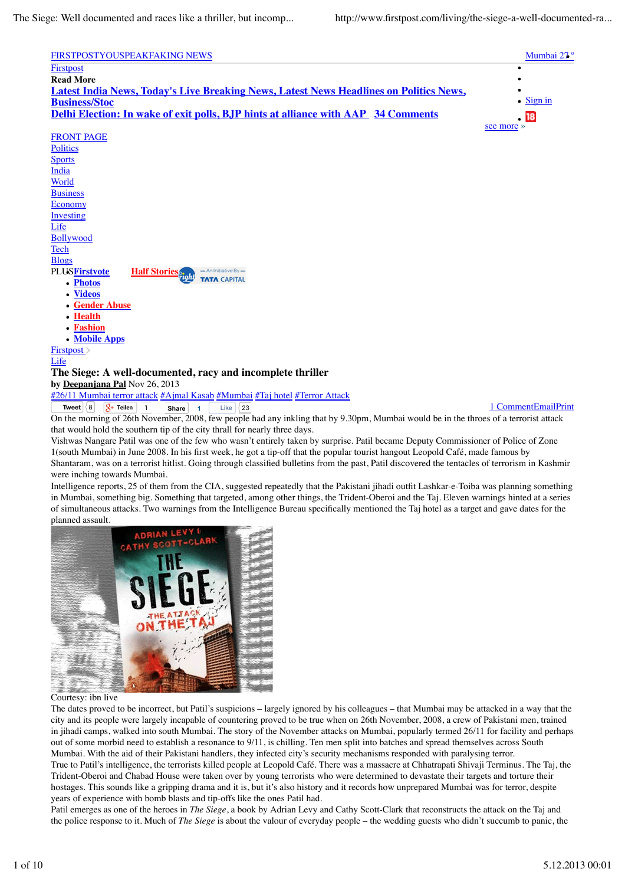FIRSTPOSTYOUSPEAKFAKING NEWS

Mumbai 23°

Firstpost

**Read More**

**Latest India News, Today's Live Breaking News, Latest News Headlines on Politics News, Business/Stoc**

**Delhi Election: In wake of exit polls, BJP hints at alliance with AAP 34 Comments**

- Sign in

see more »

FRONT PAGE
Politics
Sports
India
World
Business
Economy
Investing
Life
Bollywood
Tech
Blogs

PLUS **Firstvote** **Half Stories**

- **Photos**
- **Videos**
- **Gender Abuse**
- **Health**
- **Fashion**
- **Mobile Apps**

Firstpost >
Life

# The Siege: A well-documented, racy and incomplete thriller

by **Deepanjana Pal** Nov 26, 2013

#26/11 Mumbai terror attack #Ajmal Kasab #Mumbai #Taj hotel #Terror Attack

1 Comment Email Print

On the morning of 26th November, 2008, few people had any inkling that by 9.30pm, Mumbai would be in the throes of a terrorist attack that would hold the southern tip of the city thrall for nearly three days.

Vishwas Nangare Patil was one of the few who wasn't entirely taken by surprise. Patil became Deputy Commissioner of Police of Zone 1(south Mumbai) in June 2008. In his first week, he got a tip-off that the popular tourist hangout Leopold Café, made famous by Shantaram, was on a terrorist hitlist. Going through classified bulletins from the past, Patil discovered the tentacles of terrorism in Kashmir were inching towards Mumbai.

Intelligence reports, 25 of them from the CIA, suggested repeatedly that the Pakistani jihadi outfit Lashkar-e-Toiba was planning something in Mumbai, something big. Something that targeted, among other things, the Trident-Oberoi and the Taj. Eleven warnings hinted at a series of simultaneous attacks. Two warnings from the Intelligence Bureau specifically mentioned the Taj hotel as a target and gave dates for the planned assault.

Courtesy: ibn live

The dates proved to be incorrect, but Patil's suspicions – largely ignored by his colleagues – that Mumbai may be attacked in a way that the city and its people were largely incapable of countering proved to be true when on 26th November, 2008, a crew of Pakistani men, trained in jihadi camps, walked into south Mumbai. The story of the November attacks on Mumbai, popularly termed 26/11 for facility and perhaps out of some morbid need to establish a resonance to 9/11, is chilling. Ten men split into batches and spread themselves across South Mumbai. With the aid of their Pakistani handlers, they infected city's security mechanisms responded with paralysing terror.

True to Patil's intelligence, the terrorists killed people at Leopold Café. There was a massacre at Chhatrapati Shivaji Terminus. The Taj, the Trident-Oberoi and Chabad House were taken over by young terrorists who were determined to devastate their targets and torture their hostages. This sounds like a gripping drama and it is, but it's also history and it records how unprepared Mumbai was for terror, despite years of experience with bomb blasts and tip-offs like the ones Patil had.

Patil emerges as one of the heroes in *The Siege*, a book by Adrian Levy and Cathy Scott-Clark that reconstructs the attack on the Taj and the police response to it. Much of *The Siege* is about the valour of everyday people – the wedding guests who didn't succumb to panic, the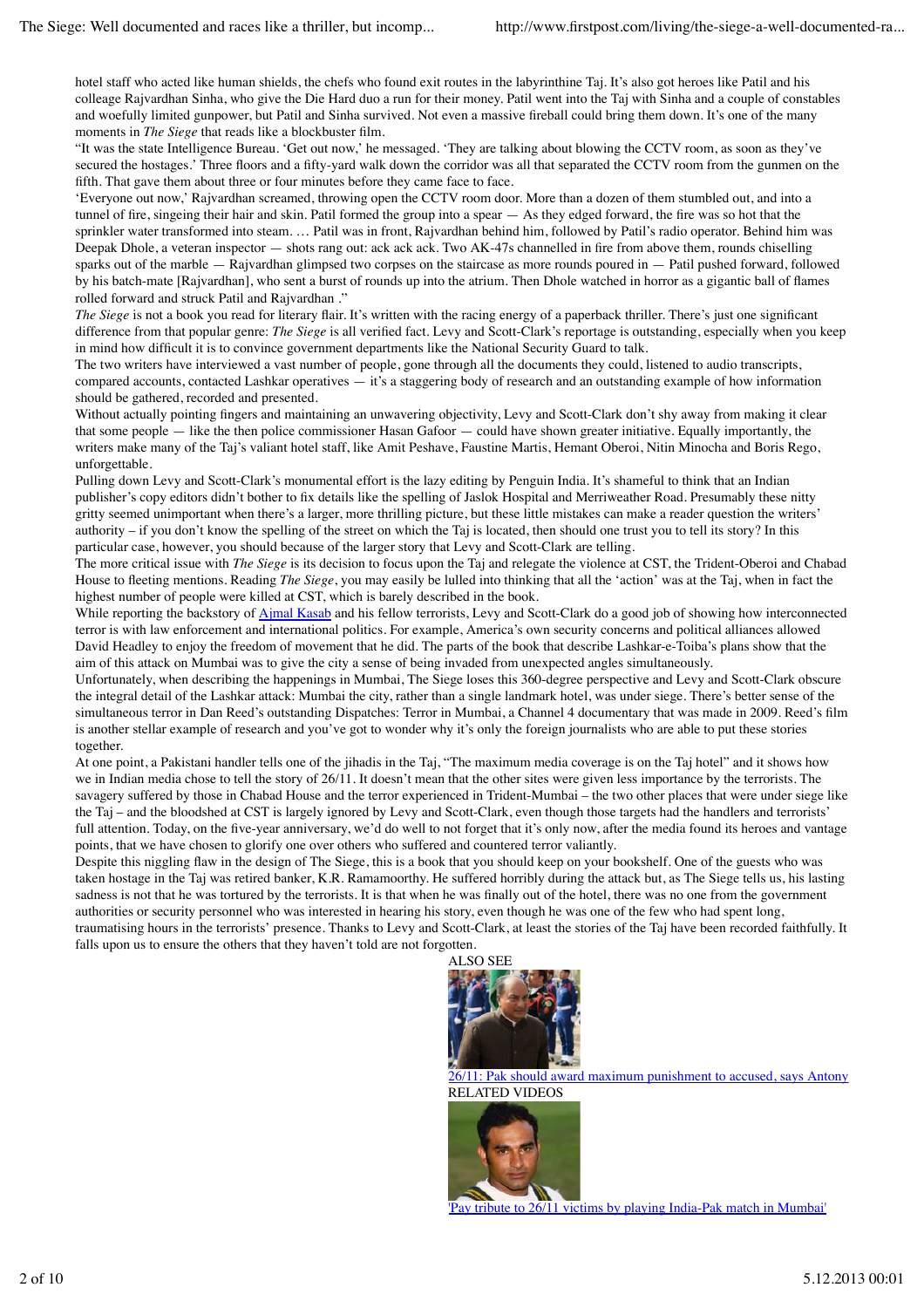hotel staff who acted like human shields, the chefs who found exit routes in the labyrinthine Taj. It's also got heroes like Patil and his colleage Rajvardhan Sinha, who give the Die Hard duo a run for their money. Patil went into the Taj with Sinha and a couple of constables and woefully limited gunpower, but Patil and Sinha survived. Not even a massive fireball could bring them down. It's one of the many moments in *The Siege* that reads like a blockbuster film.

"It was the state Intelligence Bureau. 'Get out now,' he messaged. 'They are talking about blowing the CCTV room, as soon as they've secured the hostages.' Three floors and a fifty-yard walk down the corridor was all that separated the CCTV room from the gunmen on the fifth. That gave them about three or four minutes before they came face to face.

'Everyone out now,' Rajvardhan screamed, throwing open the CCTV room door. More than a dozen of them stumbled out, and into a tunnel of fire, singeing their hair and skin. Patil formed the group into a spear — As they edged forward, the fire was so hot that the sprinkler water transformed into steam. … Patil was in front, Rajvardhan behind him, followed by Patil's radio operator. Behind him was Deepak Dhole, a veteran inspector — shots rang out: ack ack ack. Two AK-47s channelled in fire from above them, rounds chiselling sparks out of the marble — Rajvardhan glimpsed two corpses on the staircase as more rounds poured in — Patil pushed forward, followed by his batch-mate [Rajvardhan], who sent a burst of rounds up into the atrium. Then Dhole watched in horror as a gigantic ball of flames rolled forward and struck Patil and Rajvardhan ."

*The Siege* is not a book you read for literary flair. It's written with the racing energy of a paperback thriller. There's just one significant difference from that popular genre: *The Siege* is all verified fact. Levy and Scott-Clark's reportage is outstanding, especially when you keep in mind how difficult it is to convince government departments like the National Security Guard to talk.

The two writers have interviewed a vast number of people, gone through all the documents they could, listened to audio transcripts, compared accounts, contacted Lashkar operatives — it's a staggering body of research and an outstanding example of how information should be gathered, recorded and presented.

Without actually pointing fingers and maintaining an unwavering objectivity, Levy and Scott-Clark don't shy away from making it clear that some people — like the then police commissioner Hasan Gafoor — could have shown greater initiative. Equally importantly, the writers make many of the Taj's valiant hotel staff, like Amit Peshave, Faustine Martis, Hemant Oberoi, Nitin Minocha and Boris Rego, unforgettable.

Pulling down Levy and Scott-Clark's monumental effort is the lazy editing by Penguin India. It's shameful to think that an Indian publisher's copy editors didn't bother to fix details like the spelling of Jaslok Hospital and Merriweather Road. Presumably these nitty gritty seemed unimportant when there's a larger, more thrilling picture, but these little mistakes can make a reader question the writers' authority – if you don't know the spelling of the street on which the Taj is located, then should one trust you to tell its story? In this particular case, however, you should because of the larger story that Levy and Scott-Clark are telling.

The more critical issue with *The Siege* is its decision to focus upon the Taj and relegate the violence at CST, the Trident-Oberoi and Chabad House to fleeting mentions. Reading *The Siege*, you may easily be lulled into thinking that all the 'action' was at the Taj, when in fact the highest number of people were killed at CST, which is barely described in the book.

While reporting the backstory of [Ajmal Kasab](#) and his fellow terrorists, Levy and Scott-Clark do a good job of showing how interconnected terror is with law enforcement and international politics. For example, America's own security concerns and political alliances allowed David Headley to enjoy the freedom of movement that he did. The parts of the book that describe Lashkar-e-Toiba's plans show that the aim of this attack on Mumbai was to give the city a sense of being invaded from unexpected angles simultaneously.

Unfortunately, when describing the happenings in Mumbai, The Siege loses this 360-degree perspective and Levy and Scott-Clark obscure the integral detail of the Lashkar attack: Mumbai the city, rather than a single landmark hotel, was under siege. There's better sense of the simultaneous terror in Dan Reed's outstanding Dispatches: Terror in Mumbai, a Channel 4 documentary that was made in 2009. Reed's film is another stellar example of research and you've got to wonder why it's only the foreign journalists who are able to put these stories together.

At one point, a Pakistani handler tells one of the jihadis in the Taj, "The maximum media coverage is on the Taj hotel" and it shows how we in Indian media chose to tell the story of 26/11. It doesn't mean that the other sites were given less importance by the terrorists. The savagery suffered by those in Chabad House and the terror experienced in Trident-Mumbai – the two other places that were under siege like the Taj – and the bloodshed at CST is largely ignored by Levy and Scott-Clark, even though those targets had the handlers and terrorists' full attention. Today, on the five-year anniversary, we'd do well to not forget that it's only now, after the media found its heroes and vantage points, that we have chosen to glorify one over others who suffered and countered terror valiantly.

Despite this niggling flaw in the design of The Siege, this is a book that you should keep on your bookshelf. One of the guests who was taken hostage in the Taj was retired banker, K.R. Ramamoorthy. He suffered horribly during the attack but, as The Siege tells us, his lasting sadness is not that he was tortured by the terrorists. It is that when he was finally out of the hotel, there was no one from the government authorities or security personnel who was interested in hearing his story, even though he was one of the few who had spent long, traumatising hours in the terrorists' presence. Thanks to Levy and Scott-Clark, at least the stories of the Taj have been recorded faithfully. It falls upon us to ensure the others that they haven't told are not forgotten.

ALSO SEE

[26/11: Pak should award maximum punishment to accused, says Antony](#)

RELATED VIDEOS

['Pay tribute to 26/11 victims by playing India-Pak match in Mumbai'](#)